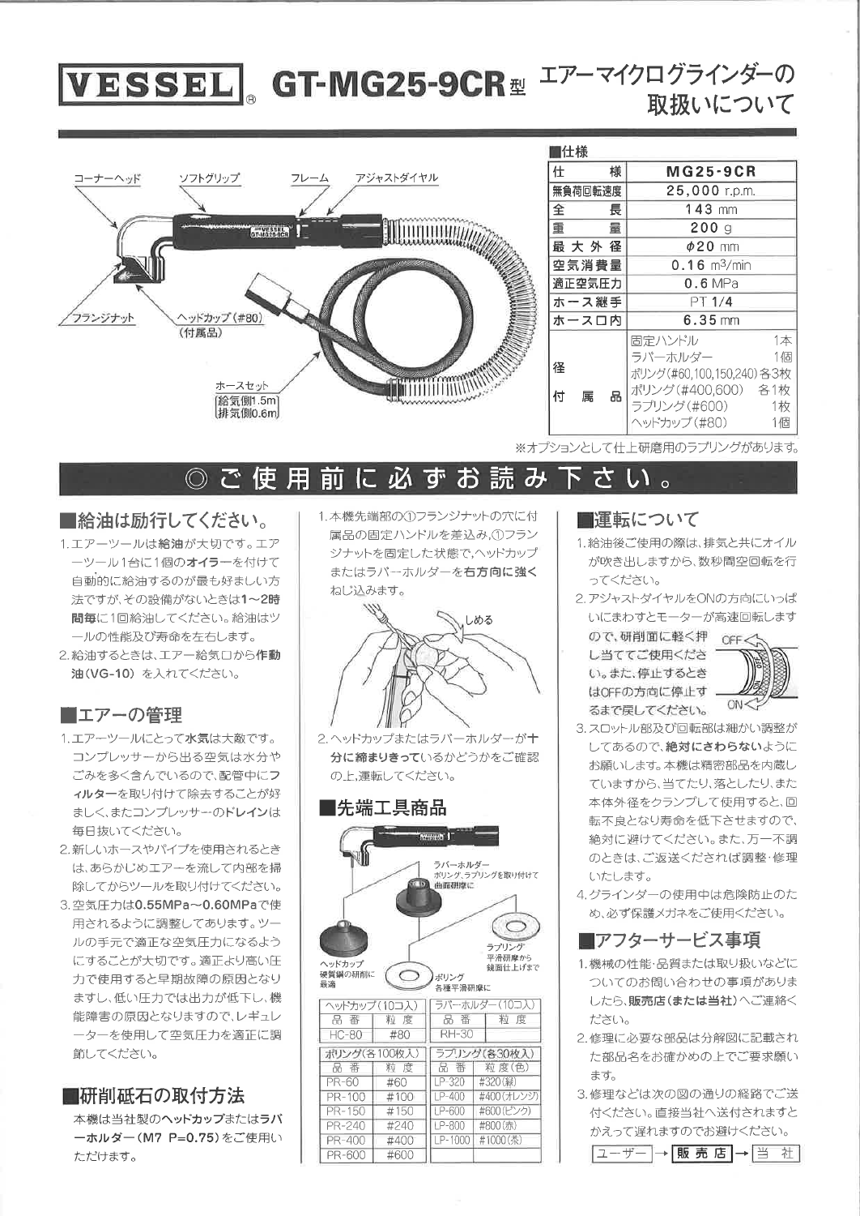# VESSEL® GT-MG25-9CR型 エアーマイクログラインダーの取扱いについて

コーナーヘッド　ソフトグリップ　フレーム　アジャストダイヤル

フランジナット　ヘッドカップ（#80）（付属品）

ホースセット
給気側1.5m
排気側0.6m

■仕様

| 仕様 | MG25-9CR |
|---|---|
| 無負荷回転速度 | 25,000 r.p.m. |
| 全長 | 143 mm |
| 重量 | 200 g |
| 最大外径 | φ20 mm |
| 空気消費量 | 0.16 m³/min |
| 適正空気圧力 | 0.6 MPa |
| ホース継手 | PT 1/4 |
| ホース口内 | 6.35 mm |
| 付属品 | 固定ハンドル 1本<br>ラバーホルダー 1個<br>ポリング(#60,100,150,240) 各3枚<br>ポリング(#400,600) 各1枚<br>ラブリング(#600) 1枚<br>ヘッドカップ(#80) 1個 |

※オプションとして仕上研磨用のラプリングがあります。

## ◎ご使用前に必ずお読み下さい。

### ■給油は励行してください。

1. エアーツールは**給油**が大切です。エアーツール1台に1個の**オイラー**を付けて自動的に給油するのが最も好ましい方法ですが、その設備がないときは**1〜2時間毎**に1回給油してください。給油はツールの性能及び寿命を左右します。
2. 給油するときは、エアー給気口から**作動油（VG-10）**を入れてください。

### ■エアーの管理

1. エアーツールにとって**水気**は大敵です。コンプレッサーから出る空気は水分やごみを多く含んでいるので、配管中に**フィルター**を取り付けて除去することが好ましく、またコンプレッサーの**ドレイン**は毎日抜いてください。
2. 新しいホースやパイプを使用されるときは、あらかじめエアーを流して内部を掃除してからツールを取り付けてください。
3. 空気圧力は**0.55MPa〜0.60MPa**で使用されるように調整してあります。ツールの手元で適正な空気圧力になるようにすることが大切です。適正より高い圧力で使用すると早期故障の原因となりますし、低い圧力では出力が低下し、機能障害の原因となりますので、レギュレーターを使用して空気圧力を適正に調節してください。

### ■研削砥石の取付方法

本機は当社製の**ヘッドカップ**または**ラバーホルダー（M7 P=0.75）**をご使用いただけます。

1. 本機先端部の①フランジナットの穴に付属品の固定ハンドルを差込み、①フランジナットを固定した状態で、ヘッドカップまたはラバーホルダーを**右方向に強く**ねじ込みます。

しめる

2. ヘッドカップまたはラバーホルダーが**十分に締まりきって**いるかどうかをご確認の上、運転してください。

### ■先端工具商品

ラバーホルダー
ポリング、ラプリングを取り付けて曲面研摩に

ラプリング
平滑研摩から鏡面仕上げまで

ヘッドカップ
硬質鋼の研削に最適

ポリング
各種平滑研摩に

| ヘッドカップ（10コ入） | | ラバーホルダー（10コ入） | |
|---|---|---|---|
| 品番 | 粒度 | 品番 | 粒度 |
| HC-80 | #80 | RH-30 | |

| ポリング（各100枚入） | | ラプリング（各30枚入） | |
|---|---|---|---|
| 品番 | 粒度 | 品番 | 粒度（色） |
| PR-60 | #60 | LP-320 | #320(緑) |
| PR-100 | #100 | LP-400 | #400(オレンジ) |
| PR-150 | #150 | LP-600 | #600(ピンク) |
| PR-240 | #240 | LP-800 | #800(赤) |
| PR-400 | #400 | LP-1000 | #1000(茶) |
| PR-600 | #600 | | |

### ■運転について

1. 給油後ご使用の際は、排気と共にオイルが吹き出しますから、数秒間空回転を行ってください。
2. アジャストダイヤルをONの方向にいっぱいにまわすとモーターが高速回転しますので、**研削面に軽く押し当ててご使用ください。**また、停止するときはOFFの方向に停止するまで戻してください。

OFF　ON

3. スロットル部及び回転部は細かい調整がしてあるので、**絶対にさわらない**ようにお願いします。本機は精密部品を内蔵していますから、当てたり、落としたり、また本体外径をクランプして使用すると、回転不良となり寿命を低下させますので、絶対に避けてください。また、万一不調のときは、ご返送くだされば調整・修理いたします。
4. グラインダーの使用中は危険防止のため、必ず保護メガネをご使用ください。

### ■アフターサービス事項

1. 機械の性能・品質または取り扱いなどについてのお問い合わせの事項がありましたら、**販売店（または当社）**へご連絡ください。
2. 修理に必要な部品は分解図に記載された部品名をお確かめの上でご要求願います。
3. 修理などは次の図の通りの経路でご送付ください。直接当社へ送付されますとかえって遅れますのでお避けください。

ユーザー → 販売店 → 当社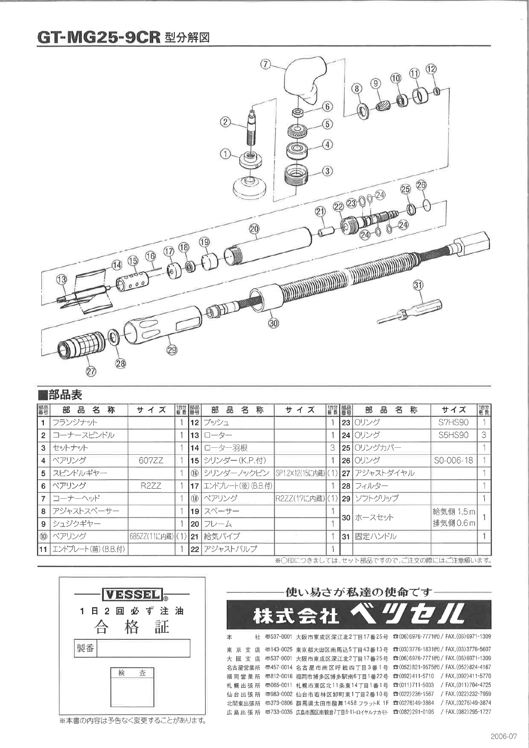# GT-MG25-9CR 型分解図

## ■部品表

| 部品番号 | 部品名称 | サイズ | 1台分個数 | 部品番号 | 部品名称 | サイズ | 1台分個数 | 部品番号 | 部品名称 | サイズ | 1台分個数 |
|---|---|---|---|---|---|---|---|---|---|---|---|
| 1 | フランジナット | | 1 | 12 | ブッシュ | | 1 | 23 | Oリング | S7HS90 | 1 |
| 2 | コーナースピンドル | | 1 | 13 | ローター | | 1 | 24 | Oリング | S5HS90 | 3 |
| 3 | セットナット | | 1 | 14 | ローター羽根 | | 3 | 25 | Oリングカバー | | 1 |
| 4 | ベアリング | 607ZZ | 1 | 15 | シリンダー(K.P.付) | | 1 | 26 | Oリング | S0-006-18 | 1 |
| 5 | スピンドルギヤー | | 1 | ⑯ | シリンダーノックピン | SP1.2X12(15に内蔵) | (1) | 27 | アジャストダイヤル | | 1 |
| 6 | ベアリング | R2ZZ | 1 | 17 | エンドプレート(後)(B.B.付) | | 1 | 28 | フィルター | | 1 |
| 7 | コーナーヘッド | | 1 | ⑱ | ベアリング | R2ZZ(17に内蔵) | (1) | 29 | ソフトグリップ | | 1 |
| 8 | アジャストスペーサー | | 1 | 19 | スペーサー | | 1 | 30 | ホースセット | 給気側 1.5m 排気側 0.6m | 1 |
| 9 | シュジクギヤー | | 1 | 20 | フレーム | | 1 | | | | |
| ⑩ | ベアリング | 685ZZ(11に内蔵) | (1) | 21 | 給気パイプ | | 1 | 31 | 固定ハンドル | | 1 |
| 11 | エンドプレート(前)(B.B.付) | | 1 | 22 | アジャストバルブ | | 1 | | | | |

※○印につきましては、セット部品ですので、ご注文の際にはご注意願います。

**VESSEL**®

1日2回必ず注油

合格証

製番

検査

※本書の内容は予告なく変更することがあります。

使い易さが私達の使命です

# 株式会社ベッセル

本社 〒537-0001 大阪市東成区深江北2丁目17番25号 ☎(06)6976-7771(代) / FAX.(06)6971-1309

東京支店 〒143-0025 東京都大田区南馬込5丁目43番13号 ☎(03)3776-1831(代) / FAX.(03)3776-5607

大阪支店 〒537-0001 大阪市東成区深江北2丁目17番25号 ☎(06)6976-7771(代) / FAX.(06)6971-1309

名古屋営業所 〒457-0014 名古屋市南区呼続四丁目3番1号 ☎(052)821-9575(代) / FAX.(052)824-4167

福岡営業所 〒812-0016 福岡市博多区博多駅南6丁目1番22号 ☎(092)411-5710 / FAX.(092)411-5770

札幌出張所 〒065-0011 札幌市東区北11条東14丁目1番1号 ☎(011)711-5003 / FAX.(011)704-4725

仙台出張所 〒983-0002 仙台市若林区卸町東1丁目2番10号 ☎(022)236-1567 / FAX.(022)232-7959

北関東出張所 〒373-0806 群馬県太田市龍舞1458 フラットK 1F ☎(0276)49-3864 / FAX.(0276)49-3874

広島出張所 〒733-0035 広島市西区南観音7丁目8-11・ロイヤルナカモト ☎(082)291-0106 / FAX.(082)295-1727

2006-07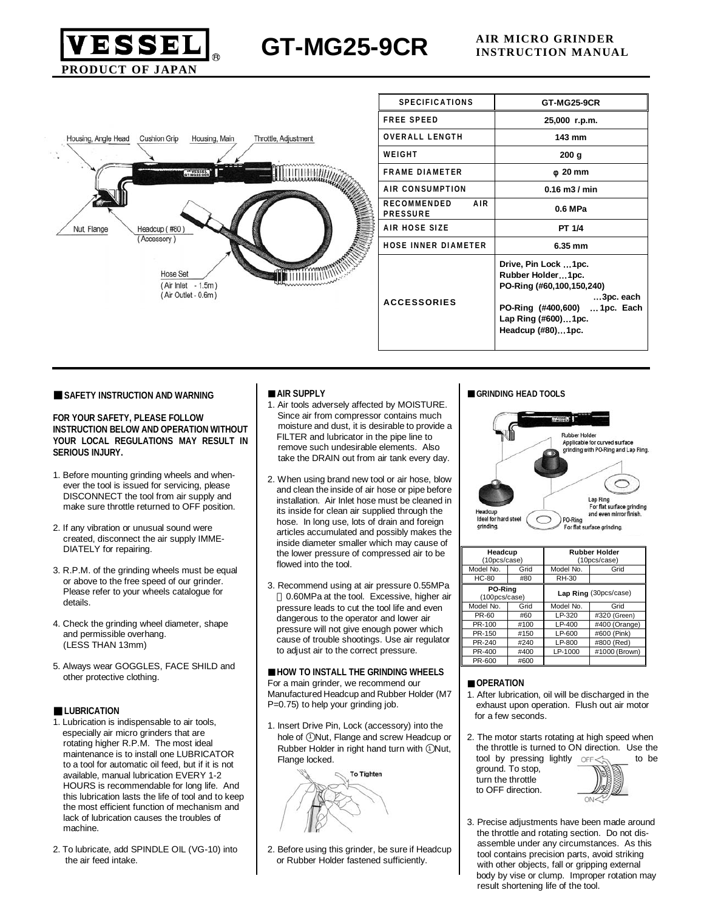# VESSEL® GT-MG25-9CR AIR MICRO GRINDER INSTRUCTION MANUAL

**PRODUCT OF JAPAN**

Housing, Angle Head — Cushion Grip — Housing, Main — Throttle, Adjustment — Nut, Flange — Headcup (#80) (Accessory) — Hose Set (Air Inlet - 1.5m) (Air Outlet - 0.6m)

| SPECIFICATIONS | GT-MG25-9CR |
|---|---|
| FREE SPEED | 25,000 r.p.m. |
| OVERALL LENGTH | 143 mm |
| WEIGHT | 200 g |
| FRAME DIAMETER | φ 20 mm |
| AIR CONSUMPTION | 0.16 m3 / min |
| RECOMMENDED AIR PRESSURE | 0.6 MPa |
| AIR HOSE SIZE | PT 1/4 |
| HOSE INNER DIAMETER | 6.35 mm |
| ACCESSORIES | Drive, Pin Lock …1pc. Rubber Holder…1pc. PO-Ring (#60,100,150,240) …3pc. each PO-Ring (#400,600) … 1pc. Each Lap Ring (#600)…1pc. Headcup (#80)…1pc. |

## ■ SAFETY INSTRUCTION AND WARNING

**FOR YOUR SAFETY, PLEASE FOLLOW INSTRUCTION BELOW AND OPERATION WITHOUT YOUR LOCAL REGULATIONS MAY RESULT IN SERIOUS INJURY.**

1. Before mounting grinding wheels and whenever the tool is issued for servicing, please DISCONNECT the tool from air supply and make sure throttle returned to OFF position.
2. If any vibration or unusual sound were created, disconnect the air supply IMMEDIATELY for repairing.
3. R.P.M. of the grinding wheels must be equal or above to the free speed of our grinder. Please refer to your wheels catalogue for details.
4. Check the grinding wheel diameter, shape and permissible overhang. (LESS THAN 13mm)
5. Always wear GOGGLES, FACE SHILD and other protective clothing.

## ■ LUBRICATION

1. Lubrication is indispensable to air tools, especially air micro grinders that are rotating higher R.P.M. The most ideal maintenance is to install one LUBRICATOR to a tool for automatic oil feed, but if it is not available, manual lubrication EVERY 1-2 HOURS is recommendable for long life. And this lubrication lasts the life of tool and to keep the most efficient function of mechanism and lack of lubrication causes the troubles of machine.
2. To lubricate, add SPINDLE OIL (VG-10) into the air feed intake.

## ■ AIR SUPPLY

1. Air tools adversely affected by MOISTURE. Since air from compressor contains much moisture and dust, it is desirable to provide a FILTER and lubricator in the pipe line to remove such undesirable elements. Also take the DRAIN out from air tank every day.
2. When using brand new tool or air hose, blow and clean the inside of air hose or pipe before installation. Air Inlet hose must be cleaned in its inside for clean air supplied through the hose. In long use, lots of drain and foreign articles accumulated and possibly makes the inside diameter smaller which may cause of the lower pressure of compressed air to be flowed into the tool.
3. Recommend using at air pressure 0.55MPa ～0.60MPa at the tool. Excessive, higher air pressure leads to cut the tool life and even dangerous to the operator and lower air pressure will not give enough power which cause of trouble shootings. Use air regulator to adjust air to the correct pressure.

## ■ HOW TO INSTALL THE GRINDING WHEELS

For a main grinder, we recommend our Manufactured Headcup and Rubber Holder (M7 P=0.75) to help your grinding job.

1. Insert Drive Pin, Lock (accessory) into the hole of ①Nut, Flange and screw Headcup or Rubber Holder in right hand turn with ①Nut, Flange locked.

To Tighten

2. Before using this grinder, be sure if Headcup or Rubber Holder fastened sufficiently.

## ■ GRINDING HEAD TOOLS

Rubber Holder — Applicable for curved surface grinding with PO-Ring and Lap Ring.
Headcup — Ideal for hard steel grinding.
Lap Ring — For flat surface grinding and even mirror finish.
PO-Ring — For flat surface grinding.

| Headcup (10pcs/case) | | Rubber Holder (10pcs/case) | |
|---|---|---|---|
| Model No. | Grid | Model No. | Grid |
| HC-80 | #80 | RH-30 | |
| PO-Ring (100pcs/case) | | Lap Ring (30pcs/case) | |
| Model No. | Grid | Model No. | Grid |
| PR-60 | #60 | LP-320 | #320 (Green) |
| PR-100 | #100 | LP-400 | #400 (Orange) |
| PR-150 | #150 | LP-600 | #600 (Pink) |
| PR-240 | #240 | LP-800 | #800 (Red) |
| PR-400 | #400 | LP-1000 | #1000 (Brown) |
| PR-600 | #600 | | |

## ■ OPERATION

1. After lubrication, oil will be discharged in the exhaust upon operation. Flush out air motor for a few seconds.
2. The motor starts rotating at high speed when the throttle is turned to ON direction. Use the tool by pressing lightly to be ground. To stop, turn the throttle to OFF direction.

OFF / ON

3. Precise adjustments have been made around the throttle and rotating section. Do not disassemble under any circumstances. As this tool contains precision parts, avoid striking with other objects, fall or gripping external body by vise or clump. Improper rotation may result shortening life of the tool.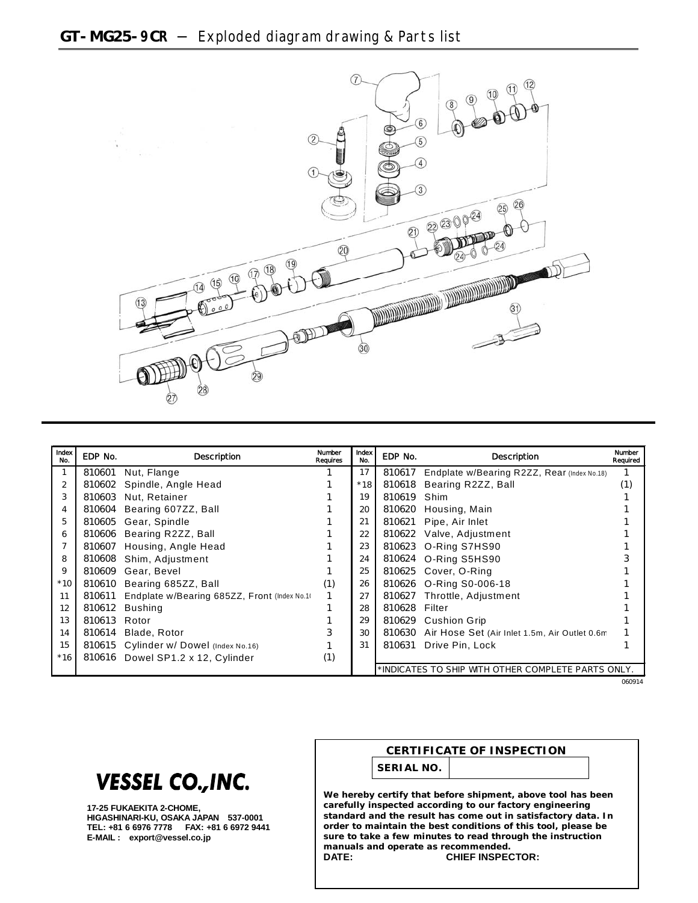# GT-MG25-9CR — Exploded diagram drawing & Parts list

| Index No. | EDP No. | Description | Number Requires | Index No. | EDP No. | Description | Number Required |
|---|---|---|---|---|---|---|---|
| 1 | 810601 | Nut, Flange | 1 | 17 | 810617 | Endplate w/Bearing R2ZZ, Rear (Index No.18) | 1 |
| 2 | 810602 | Spindle, Angle Head | 1 | *18 | 810618 | Bearing R2ZZ, Ball | (1) |
| 3 | 810603 | Nut, Retainer | 1 | 19 | 810619 | Shim | 1 |
| 4 | 810604 | Bearing 607ZZ, Ball | 1 | 20 | 810620 | Housing, Main | 1 |
| 5 | 810605 | Gear, Spindle | 1 | 21 | 810621 | Pipe, Air Inlet | 1 |
| 6 | 810606 | Bearing R2ZZ, Ball | 1 | 22 | 810622 | Valve, Adjustment | 1 |
| 7 | 810607 | Housing, Angle Head | 1 | 23 | 810623 | O-Ring S7HS90 | 1 |
| 8 | 810608 | Shim, Adjustment | 1 | 24 | 810624 | O-Ring S5HS90 | 3 |
| 9 | 810609 | Gear, Bevel | 1 | 25 | 810625 | Cover, O-Ring | 1 |
| *10 | 810610 | Bearing 685ZZ, Ball | (1) | 26 | 810626 | O-Ring S0-006-18 | 1 |
| 11 | 810611 | Endplate w/Bearing 685ZZ, Front (Index No.1( | 1 | 27 | 810627 | Throttle, Adjustment | 1 |
| 12 | 810612 | Bushing | 1 | 28 | 810628 | Filter | 1 |
| 13 | 810613 | Rotor | 1 | 29 | 810629 | Cushion Grip | 1 |
| 14 | 810614 | Blade, Rotor | 3 | 30 | 810630 | Air Hose Set (Air Inlet 1.5m, Air Outlet 0.6m | 1 |
| 15 | 810615 | Cylinder w/ Dowel (Index No.16) | 1 | 31 | 810631 | Drive Pin, Lock | 1 |
| *16 | 810616 | Dowel SP1.2 x 12, Cylinder | (1) | | | | |

*INDICATES TO SHIP WITH OTHER COMPLETE PARTS ONLY.

060914

**VESSEL CO.,INC.**

17-25 FUKAEKITA 2-CHOME,
HIGASHINARI-KU, OSAKA JAPAN 537-0001
TEL: +81 6 6976 7778 FAX: +81 6 6972 9441
E-MAIL : export@vessel.co.jp

**CERTIFICATE OF INSPECTION**

**SERIAL NO.**

**We hereby certify that before shipment, above tool has been carefully inspected according to our factory engineering standard and the result has come out in satisfactory data. In order to maintain the best conditions of this tool, please be sure to take a few minutes to read through the instruction manuals and operate as recommended.**

**DATE:** **CHIEF INSPECTOR:**